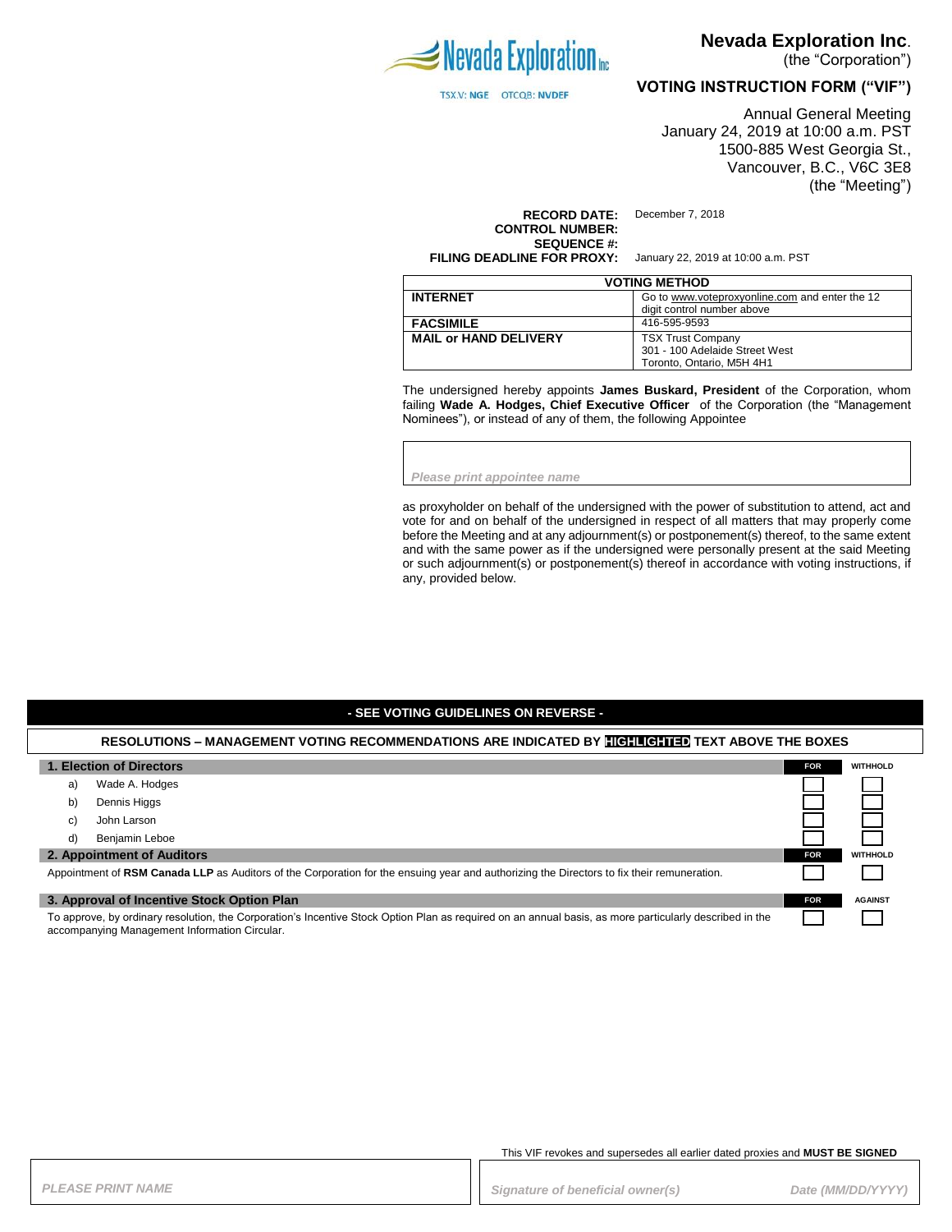Nevada Exploration Inc

TSX.V: **NGE** OTCQB: **NVDEF**

# Nevada Exploration Inc.

(the "Corporation")

## VOTING INSTRUCTION FORM ("VIF")

Annual General Meeting
January 24, 2019 at 10:00 a.m. PST
1500-885 West Georgia St.,
Vancouver, B.C., V6C 3E8
(the "Meeting")

**RECORD DATE:** December 7, 2018
**CONTROL NUMBER:**
**SEQUENCE #:**
**FILING DEADLINE FOR PROXY:** January 22, 2019 at 10:00 a.m. PST

| VOTING METHOD | |
|---|---|
| **INTERNET** | Go to www.voteproxyonline.com and enter the 12 digit control number above |
| **FACSIMILE** | 416-595-9593 |
| **MAIL or HAND DELIVERY** | TSX Trust Company<br>301 - 100 Adelaide Street West<br>Toronto, Ontario, M5H 4H1 |

The undersigned hereby appoints **James Buskard, President** of the Corporation, whom failing **Wade A. Hodges, Chief Executive Officer** of the Corporation (the "Management Nominees"), or instead of any of them, the following Appointee

*Please print appointee name*

as proxyholder on behalf of the undersigned with the power of substitution to attend, act and vote for and on behalf of the undersigned in respect of all matters that may properly come before the Meeting and at any adjournment(s) or postponement(s) thereof, to the same extent and with the same power as if the undersigned were personally present at the said Meeting or such adjournment(s) or postponement(s) thereof in accordance with voting instructions, if any, provided below.

**- SEE VOTING GUIDELINES ON REVERSE -**

**RESOLUTIONS – MANAGEMENT VOTING RECOMMENDATIONS ARE INDICATED BY HIGHLIGHTED TEXT ABOVE THE BOXES**

| **1. Election of Directors** | **FOR** | **WITHHOLD** |
|---|---|---|
| a) Wade A. Hodges | ☐ | ☐ |
| b) Dennis Higgs | ☐ | ☐ |
| c) John Larson | ☐ | ☐ |
| d) Benjamin Leboe | ☐ | ☐ |

| **2. Appointment of Auditors** | **FOR** | **WITHHOLD** |
|---|---|---|
| Appointment of **RSM Canada LLP** as Auditors of the Corporation for the ensuing year and authorizing the Directors to fix their remuneration. | ☐ | ☐ |

| **3. Approval of Incentive Stock Option Plan** | **FOR** | **AGAINST** |
|---|---|---|
| To approve, by ordinary resolution, the Corporation's Incentive Stock Option Plan as required on an annual basis, as more particularly described in the accompanying Management Information Circular. | ☐ | ☐ |

This VIF revokes and supersedes all earlier dated proxies and **MUST BE SIGNED**

*PLEASE PRINT NAME* | *Signature of beneficial owner(s)* | *Date (MM/DD/YYYY)*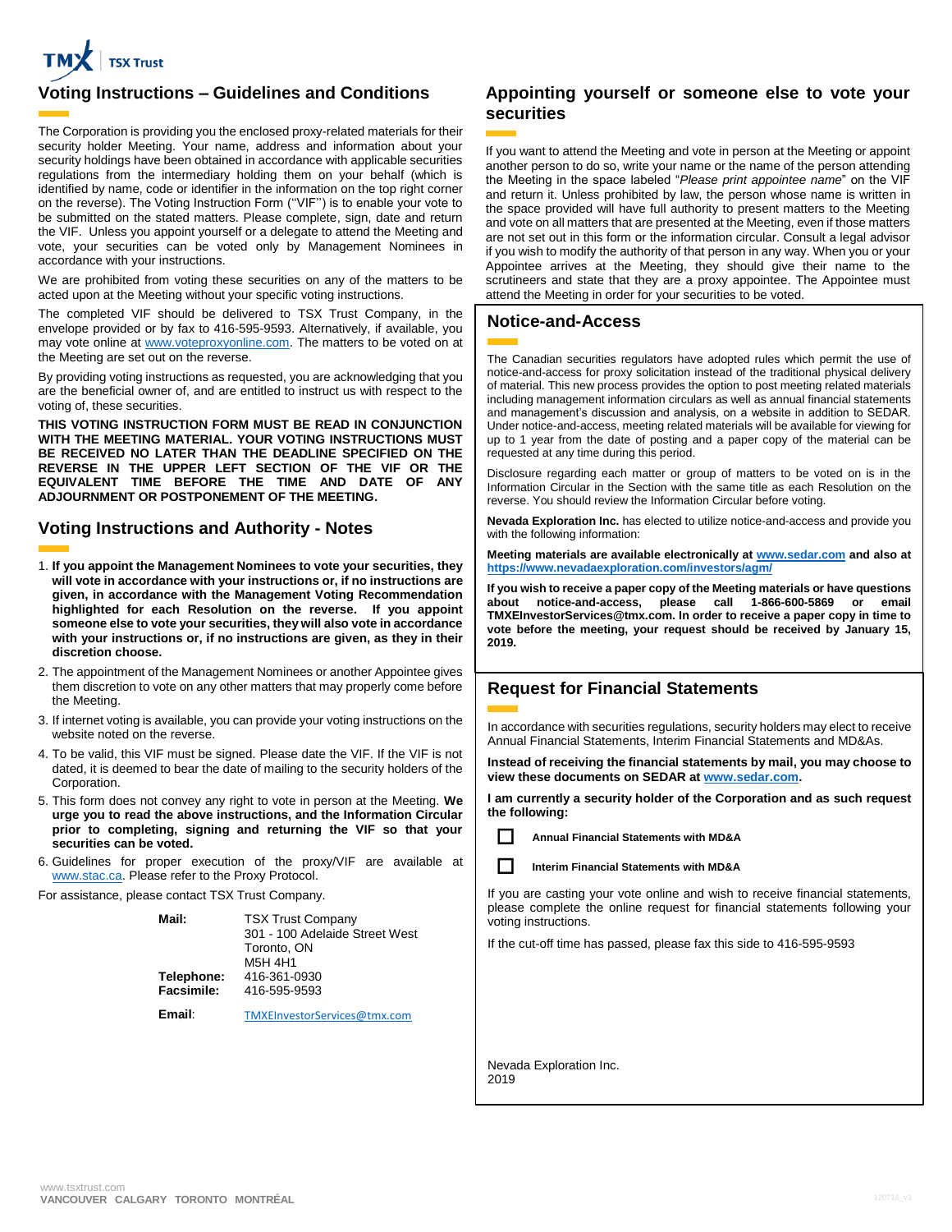TMX | TSX Trust

## Voting Instructions – Guidelines and Conditions

The Corporation is providing you the enclosed proxy-related materials for their security holder Meeting. Your name, address and information about your security holdings have been obtained in accordance with applicable securities regulations from the intermediary holding them on your behalf (which is identified by name, code or identifier in the information on the top right corner on the reverse). The Voting Instruction Form (''VIF'') is to enable your vote to be submitted on the stated matters. Please complete, sign, date and return the VIF. Unless you appoint yourself or a delegate to attend the Meeting and vote, your securities can be voted only by Management Nominees in accordance with your instructions.

We are prohibited from voting these securities on any of the matters to be acted upon at the Meeting without your specific voting instructions.

The completed VIF should be delivered to TSX Trust Company, in the envelope provided or by fax to 416-595-9593. Alternatively, if available, you may vote online at www.voteproxyonline.com. The matters to be voted on at the Meeting are set out on the reverse.

By providing voting instructions as requested, you are acknowledging that you are the beneficial owner of, and are entitled to instruct us with respect to the voting of, these securities.

**THIS VOTING INSTRUCTION FORM MUST BE READ IN CONJUNCTION WITH THE MEETING MATERIAL. YOUR VOTING INSTRUCTIONS MUST BE RECEIVED NO LATER THAN THE DEADLINE SPECIFIED ON THE REVERSE IN THE UPPER LEFT SECTION OF THE VIF OR THE EQUIVALENT TIME BEFORE THE TIME AND DATE OF ANY ADJOURNMENT OR POSTPONEMENT OF THE MEETING.**

## Voting Instructions and Authority - Notes

1. **If you appoint the Management Nominees to vote your securities, they will vote in accordance with your instructions or, if no instructions are given, in accordance with the Management Voting Recommendation highlighted for each Resolution on the reverse. If you appoint someone else to vote your securities, they will also vote in accordance with your instructions or, if no instructions are given, as they in their discretion choose.**
2. The appointment of the Management Nominees or another Appointee gives them discretion to vote on any other matters that may properly come before the Meeting.
3. If internet voting is available, you can provide your voting instructions on the website noted on the reverse.
4. To be valid, this VIF must be signed. Please date the VIF. If the VIF is not dated, it is deemed to bear the date of mailing to the security holders of the Corporation.
5. This form does not convey any right to vote in person at the Meeting. **We urge you to read the above instructions, and the Information Circular prior to completing, signing and returning the VIF so that your securities can be voted.**
6. Guidelines for proper execution of the proxy/VIF are available at www.stac.ca. Please refer to the Proxy Protocol.

For assistance, please contact TSX Trust Company.

| | |
|---|---|
| **Mail:** | TSX Trust Company<br>301 - 100 Adelaide Street West<br>Toronto, ON<br>M5H 4H1 |
| **Telephone:** | 416-361-0930 |
| **Facsimile:** | 416-595-9593 |
| **Email**: | TMXEInvestorServices@tmx.com |

## Appointing yourself or someone else to vote your securities

If you want to attend the Meeting and vote in person at the Meeting or appoint another person to do so, write your name or the name of the person attending the Meeting in the space labeled "*Please print appointee name*" on the VIF and return it. Unless prohibited by law, the person whose name is written in the space provided will have full authority to present matters to the Meeting and vote on all matters that are presented at the Meeting, even if those matters are not set out in this form or the information circular. Consult a legal advisor if you wish to modify the authority of that person in any way. When you or your Appointee arrives at the Meeting, they should give their name to the scrutineers and state that they are a proxy appointee. The Appointee must attend the Meeting in order for your securities to be voted.

## Notice-and-Access

The Canadian securities regulators have adopted rules which permit the use of notice-and-access for proxy solicitation instead of the traditional physical delivery of material. This new process provides the option to post meeting related materials including management information circulars as well as annual financial statements and management's discussion and analysis, on a website in addition to SEDAR. Under notice-and-access, meeting related materials will be available for viewing for up to 1 year from the date of posting and a paper copy of the material can be requested at any time during this period.

Disclosure regarding each matter or group of matters to be voted on is in the Information Circular in the Section with the same title as each Resolution on the reverse. You should review the Information Circular before voting.

**Nevada Exploration Inc.** has elected to utilize notice-and-access and provide you with the following information:

**Meeting materials are available electronically at www.sedar.com and also at https://www.nevadaexploration.com/investors/agm/**

**If you wish to receive a paper copy of the Meeting materials or have questions about notice-and-access, please call 1-866-600-5869 or email TMXEInvestorServices@tmx.com. In order to receive a paper copy in time to vote before the meeting, your request should be received by January 15, 2019.**

## Request for Financial Statements

In accordance with securities regulations, security holders may elect to receive Annual Financial Statements, Interim Financial Statements and MD&As.

**Instead of receiving the financial statements by mail, you may choose to view these documents on SEDAR at www.sedar.com.**

**I am currently a security holder of the Corporation and as such request the following:**

☐ **Annual Financial Statements with MD&A**

☐ **Interim Financial Statements with MD&A**

If you are casting your vote online and wish to receive financial statements, please complete the online request for financial statements following your voting instructions.

If the cut-off time has passed, please fax this side to 416-595-9593

Nevada Exploration Inc.
2019

www.tsxtrust.com
VANCOUVER CALGARY TORONTO MONTRÉAL